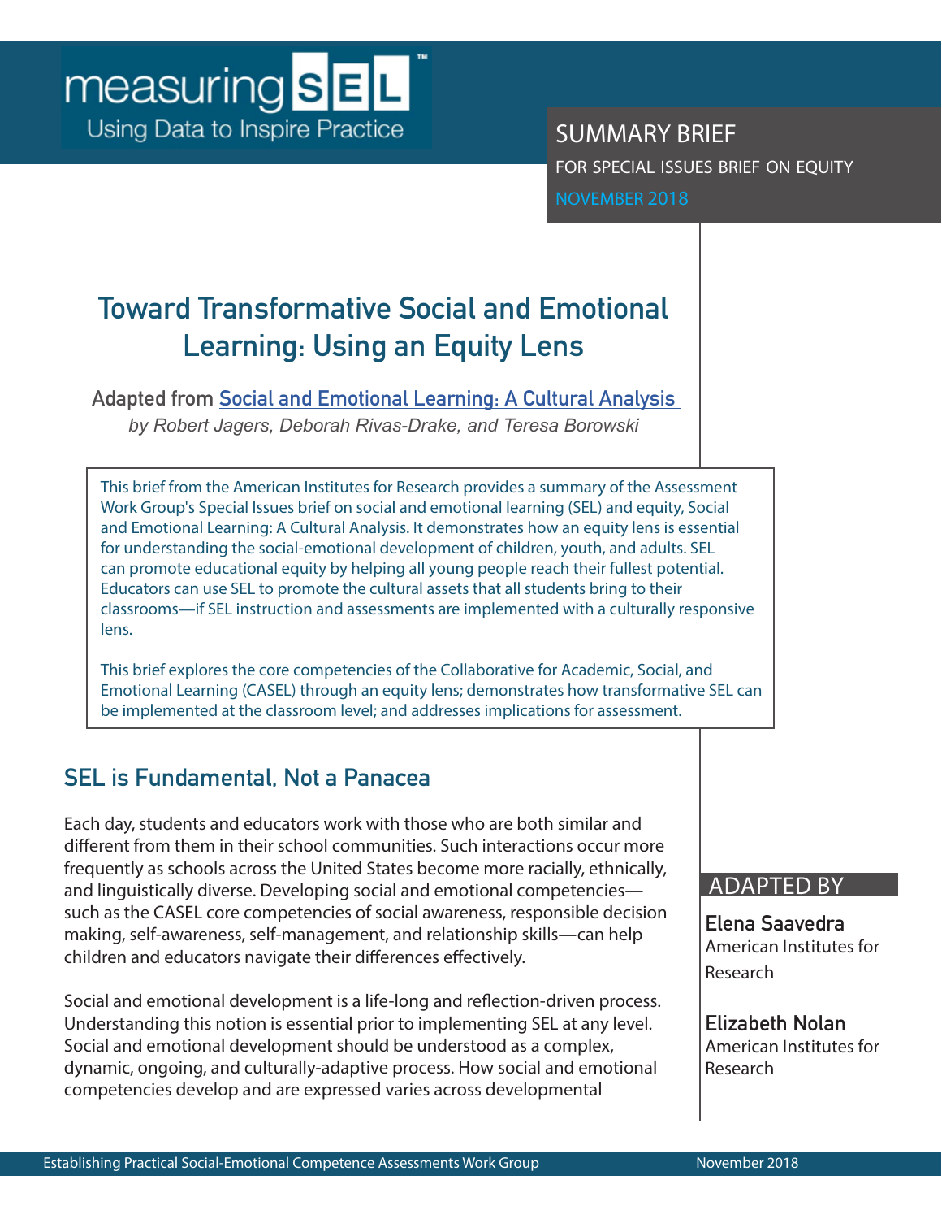measuring SEL™
Using Data to Inspire Practice

SUMMARY BRIEF
FOR SPECIAL ISSUES BRIEF ON EQUITY
NOVEMBER 2018

# Toward Transformative Social and Emotional Learning: Using an Equity Lens

Adapted from Social and Emotional Learning: A Cultural Analysis
*by Robert Jagers, Deborah Rivas-Drake, and Teresa Borowski*

> This brief from the American Institutes for Research provides a summary of the Assessment Work Group's Special Issues brief on social and emotional learning (SEL) and equity, Social and Emotional Learning: A Cultural Analysis. It demonstrates how an equity lens is essential for understanding the social-emotional development of children, youth, and adults. SEL can promote educational equity by helping all young people reach their fullest potential. Educators can use SEL to promote the cultural assets that all students bring to their classrooms—if SEL instruction and assessments are implemented with a culturally responsive lens.
>
> This brief explores the core competencies of the Collaborative for Academic, Social, and Emotional Learning (CASEL) through an equity lens; demonstrates how transformative SEL can be implemented at the classroom level; and addresses implications for assessment.

## SEL is Fundamental, Not a Panacea

Each day, students and educators work with those who are both similar and different from them in their school communities. Such interactions occur more frequently as schools across the United States become more racially, ethnically, and linguistically diverse. Developing social and emotional competencies—such as the CASEL core competencies of social awareness, responsible decision making, self-awareness, self-management, and relationship skills—can help children and educators navigate their differences effectively.

Social and emotional development is a life-long and reflection-driven process. Understanding this notion is essential prior to implementing SEL at any level. Social and emotional development should be understood as a complex, dynamic, ongoing, and culturally-adaptive process. How social and emotional competencies develop and are expressed varies across developmental

**ADAPTED BY**

**Elena Saavedra**
American Institutes for Research

**Elizabeth Nolan**
American Institutes for Research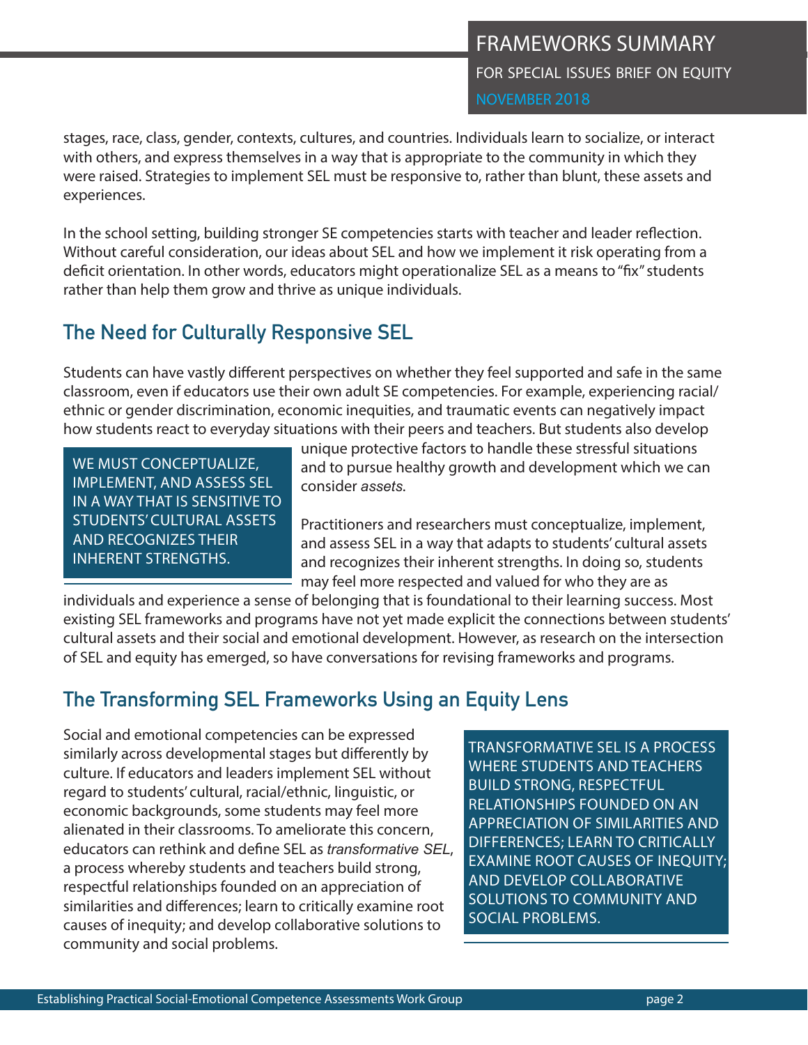stages, race, class, gender, contexts, cultures, and countries. Individuals learn to socialize, or interact with others, and express themselves in a way that is appropriate to the community in which they were raised. Strategies to implement SEL must be responsive to, rather than blunt, these assets and experiences.

In the school setting, building stronger SE competencies starts with teacher and leader reflection. Without careful consideration, our ideas about SEL and how we implement it risk operating from a deficit orientation. In other words, educators might operationalize SEL as a means to "fix" students rather than help them grow and thrive as unique individuals.

## The Need for Culturally Responsive SEL

Students can have vastly different perspectives on whether they feel supported and safe in the same classroom, even if educators use their own adult SE competencies. For example, experiencing racial/ethnic or gender discrimination, economic inequities, and traumatic events can negatively impact how students react to everyday situations with their peers and teachers. But students also develop unique protective factors to handle these stressful situations and to pursue healthy growth and development which we can consider *assets*.

> WE MUST CONCEPTUALIZE, IMPLEMENT, AND ASSESS SEL IN A WAY THAT IS SENSITIVE TO STUDENTS' CULTURAL ASSETS AND RECOGNIZES THEIR INHERENT STRENGTHS.

Practitioners and researchers must conceptualize, implement, and assess SEL in a way that adapts to students' cultural assets and recognizes their inherent strengths. In doing so, students may feel more respected and valued for who they are as individuals and experience a sense of belonging that is foundational to their learning success. Most existing SEL frameworks and programs have not yet made explicit the connections between students' cultural assets and their social and emotional development. However, as research on the intersection of SEL and equity has emerged, so have conversations for revising frameworks and programs.

## The Transforming SEL Frameworks Using an Equity Lens

Social and emotional competencies can be expressed similarly across developmental stages but differently by culture. If educators and leaders implement SEL without regard to students' cultural, racial/ethnic, linguistic, or economic backgrounds, some students may feel more alienated in their classrooms. To ameliorate this concern, educators can rethink and define SEL as *transformative SEL*, a process whereby students and teachers build strong, respectful relationships founded on an appreciation of similarities and differences; learn to critically examine root causes of inequity; and develop collaborative solutions to community and social problems.

> TRANSFORMATIVE SEL IS A PROCESS WHERE STUDENTS AND TEACHERS BUILD STRONG, RESPECTFUL RELATIONSHIPS FOUNDED ON AN APPRECIATION OF SIMILARITIES AND DIFFERENCES; LEARN TO CRITICALLY EXAMINE ROOT CAUSES OF INEQUITY; AND DEVELOP COLLABORATIVE SOLUTIONS TO COMMUNITY AND SOCIAL PROBLEMS.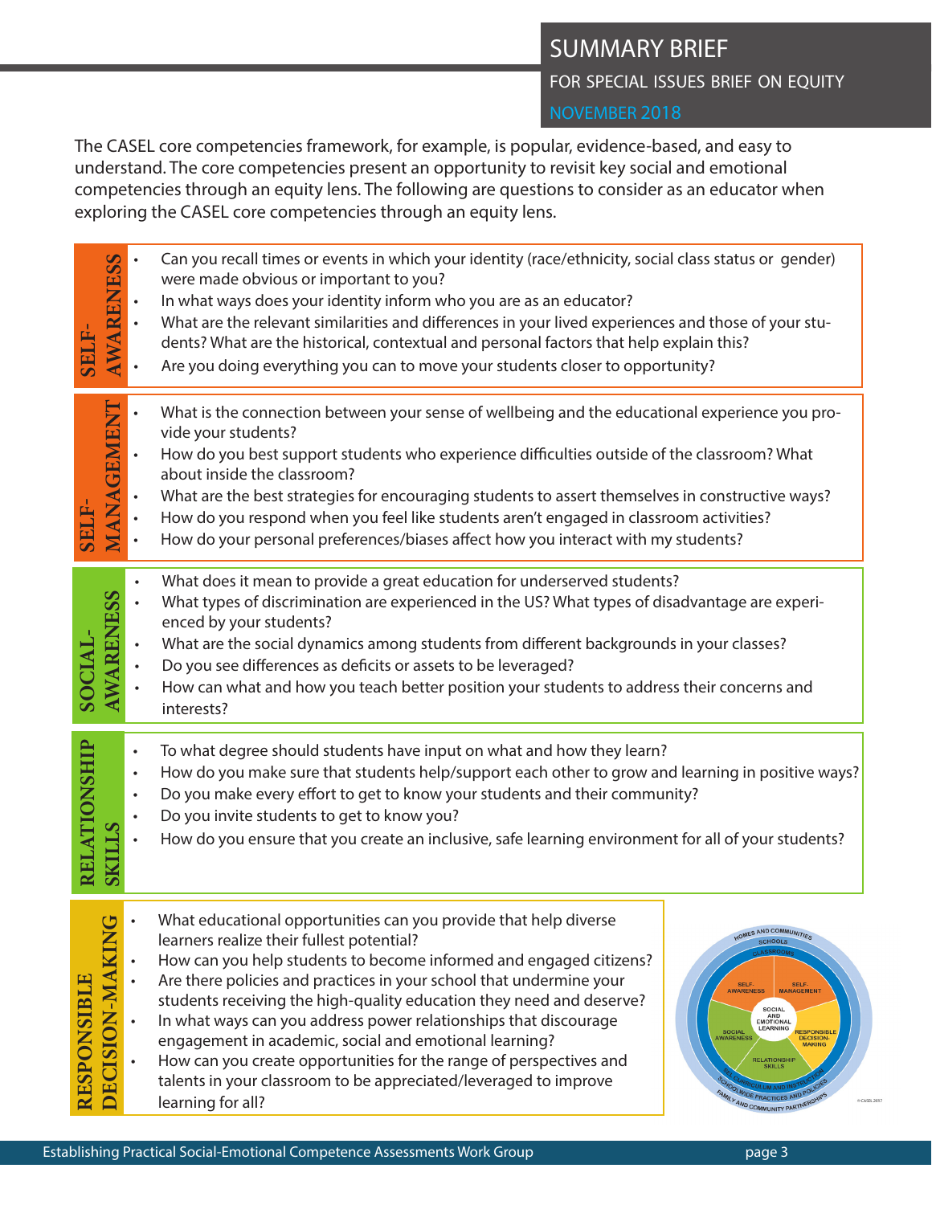# SUMMARY BRIEF

FOR SPECIAL ISSUES BRIEF ON EQUITY

NOVEMBER 2018

The CASEL core competencies framework, for example, is popular, evidence-based, and easy to understand. The core competencies present an opportunity to revisit key social and emotional competencies through an equity lens. The following are questions to consider as an educator when exploring the CASEL core competencies through an equity lens.

## SELF-AWARENESS

- Can you recall times or events in which your identity (race/ethnicity, social class status or gender) were made obvious or important to you?
- In what ways does your identity inform who you are as an educator?
- What are the relevant similarities and differences in your lived experiences and those of your students? What are the historical, contextual and personal factors that help explain this?
- Are you doing everything you can to move your students closer to opportunity?

## SELF-MANAGEMENT

- What is the connection between your sense of wellbeing and the educational experience you provide your students?
- How do you best support students who experience difficulties outside of the classroom? What about inside the classroom?
- What are the best strategies for encouraging students to assert themselves in constructive ways?
- How do you respond when you feel like students aren't engaged in classroom activities?
- How do your personal preferences/biases affect how you interact with my students?

## SOCIAL-AWARENESS

- What does it mean to provide a great education for underserved students?
- What types of discrimination are experienced in the US? What types of disadvantage are experienced by your students?
- What are the social dynamics among students from different backgrounds in your classes?
- Do you see differences as deficits or assets to be leveraged?
- How can what and how you teach better position your students to address their concerns and interests?

## RELATIONSHIP SKILLS

- To what degree should students have input on what and how they learn?
- How do you make sure that students help/support each other to grow and learning in positive ways?
- Do you make every effort to get to know your students and their community?
- Do you invite students to get to know you?
- How do you ensure that you create an inclusive, safe learning environment for all of your students?

## RESPONSIBLE DECISION-MAKING

- What educational opportunities can you provide that help diverse learners realize their fullest potential?
- How can you help students to become informed and engaged citizens?
- Are there policies and practices in your school that undermine your students receiving the high-quality education they need and deserve?
- In what ways can you address power relationships that discourage engagement in academic, social and emotional learning?
- How can you create opportunities for the range of perspectives and talents in your classroom to be appreciated/leveraged to improve learning for all?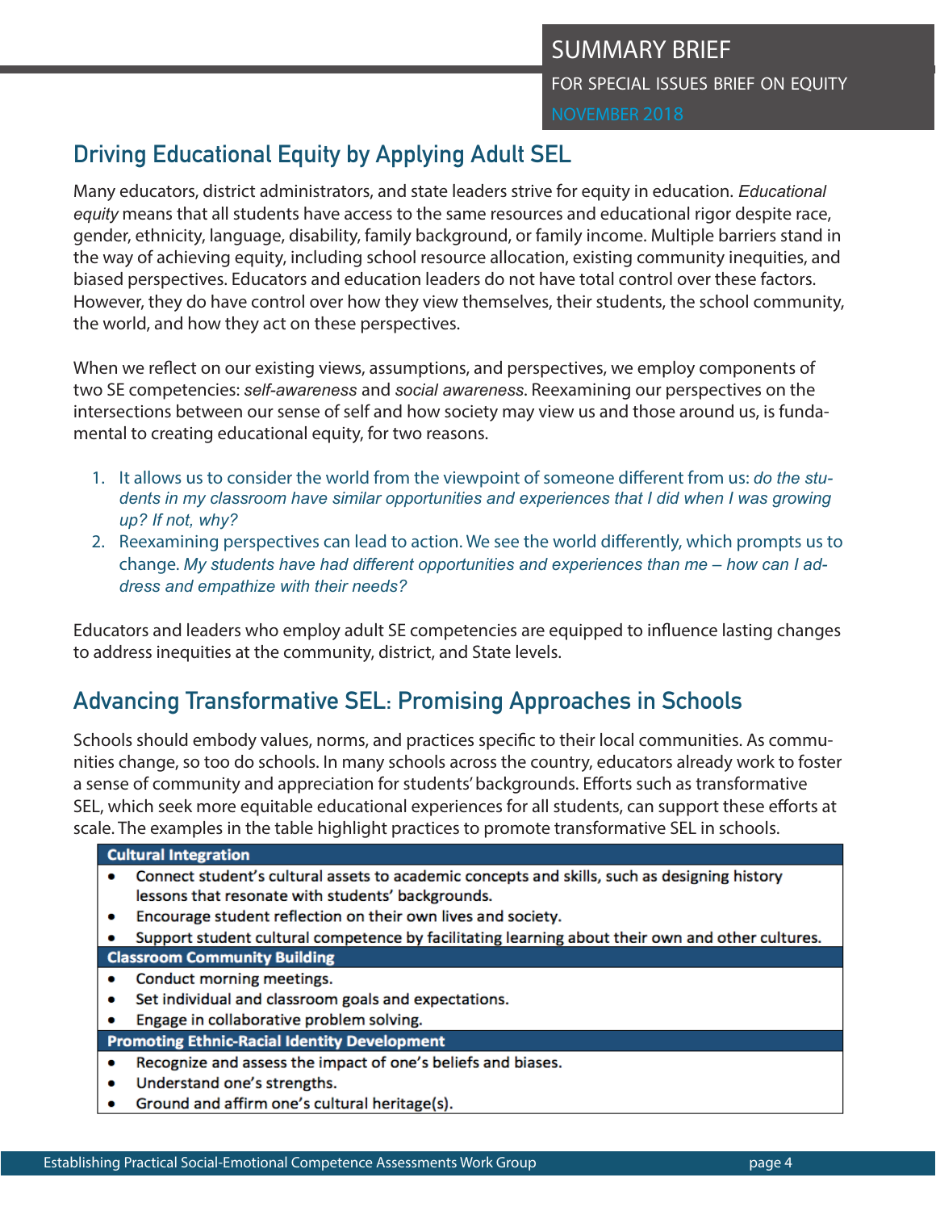SUMMARY BRIEF

FOR SPECIAL ISSUES BRIEF ON EQUITY

NOVEMBER 2018

## Driving Educational Equity by Applying Adult SEL

Many educators, district administrators, and state leaders strive for equity in education. *Educational equity* means that all students have access to the same resources and educational rigor despite race, gender, ethnicity, language, disability, family background, or family income. Multiple barriers stand in the way of achieving equity, including school resource allocation, existing community inequities, and biased perspectives. Educators and education leaders do not have total control over these factors. However, they do have control over how they view themselves, their students, the school community, the world, and how they act on these perspectives.

When we reflect on our existing views, assumptions, and perspectives, we employ components of two SE competencies: *self-awareness* and *social awareness*. Reexamining our perspectives on the intersections between our sense of self and how society may view us and those around us, is fundamental to creating educational equity, for two reasons.

1. It allows us to consider the world from the viewpoint of someone different from us: *do the students in my classroom have similar opportunities and experiences that I did when I was growing up? If not, why?*
2. Reexamining perspectives can lead to action. We see the world differently, which prompts us to change. *My students have had different opportunities and experiences than me – how can I address and empathize with their needs?*

Educators and leaders who employ adult SE competencies are equipped to influence lasting changes to address inequities at the community, district, and State levels.

## Advancing Transformative SEL: Promising Approaches in Schools

Schools should embody values, norms, and practices specific to their local communities. As communities change, so too do schools. In many schools across the country, educators already work to foster a sense of community and appreciation for students' backgrounds. Efforts such as transformative SEL, which seek more equitable educational experiences for all students, can support these efforts at scale. The examples in the table highlight practices to promote transformative SEL in schools.

| Cultural Integration |
|---|
| • Connect student's cultural assets to academic concepts and skills, such as designing history lessons that resonate with students' backgrounds.<br>• Encourage student reflection on their own lives and society.<br>• Support student cultural competence by facilitating learning about their own and other cultures. |
| **Classroom Community Building** |
| • Conduct morning meetings.<br>• Set individual and classroom goals and expectations.<br>• Engage in collaborative problem solving. |
| **Promoting Ethnic-Racial Identity Development** |
| • Recognize and assess the impact of one's beliefs and biases.<br>• Understand one's strengths.<br>• Ground and affirm one's cultural heritage(s). |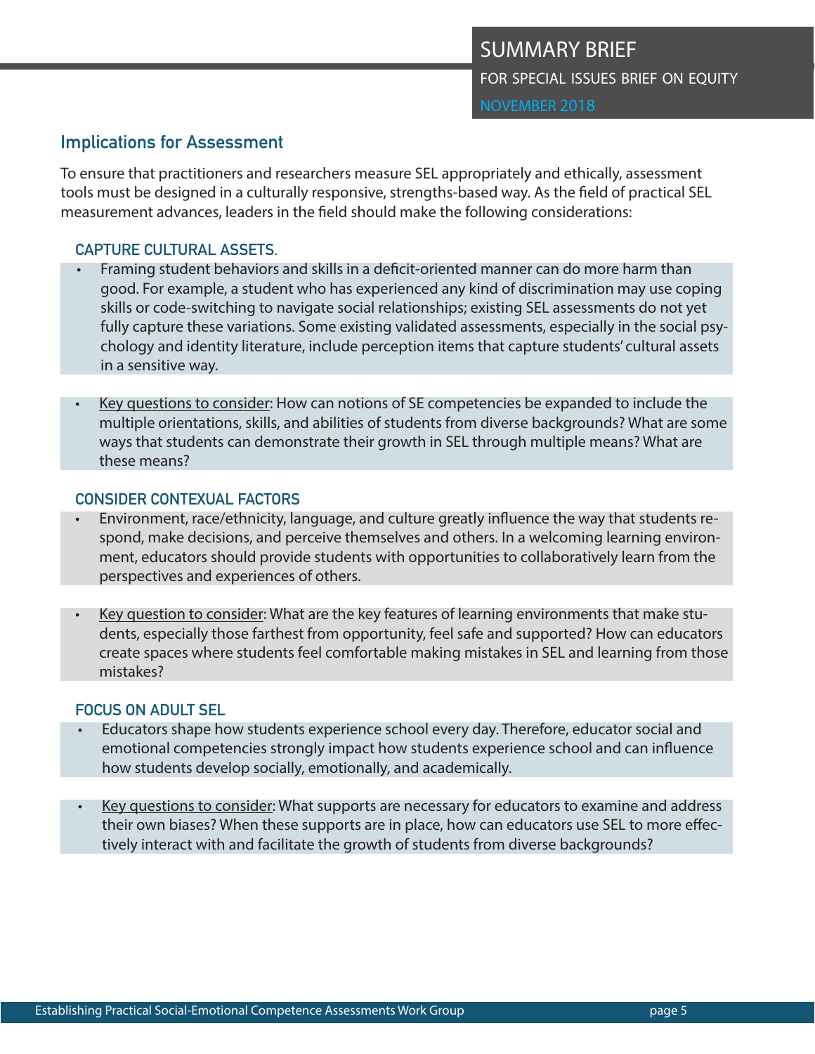## Implications for Assessment

To ensure that practitioners and researchers measure SEL appropriately and ethically, assessment tools must be designed in a culturally responsive, strengths-based way. As the field of practical SEL measurement advances, leaders in the field should make the following considerations:

### CAPTURE CULTURAL ASSETS.

- Framing student behaviors and skills in a deficit-oriented manner can do more harm than good. For example, a student who has experienced any kind of discrimination may use coping skills or code-switching to navigate social relationships; existing SEL assessments do not yet fully capture these variations. Some existing validated assessments, especially in the social psychology and identity literature, include perception items that capture students' cultural assets in a sensitive way.

- Key questions to consider: How can notions of SE competencies be expanded to include the multiple orientations, skills, and abilities of students from diverse backgrounds? What are some ways that students can demonstrate their growth in SEL through multiple means? What are these means?

### CONSIDER CONTEXUAL FACTORS

- Environment, race/ethnicity, language, and culture greatly influence the way that students respond, make decisions, and perceive themselves and others. In a welcoming learning environment, educators should provide students with opportunities to collaboratively learn from the perspectives and experiences of others.

- Key question to consider: What are the key features of learning environments that make students, especially those farthest from opportunity, feel safe and supported? How can educators create spaces where students feel comfortable making mistakes in SEL and learning from those mistakes?

### FOCUS ON ADULT SEL

- Educators shape how students experience school every day. Therefore, educator social and emotional competencies strongly impact how students experience school and can influence how students develop socially, emotionally, and academically.

- Key questions to consider: What supports are necessary for educators to examine and address their own biases? When these supports are in place, how can educators use SEL to more effectively interact with and facilitate the growth of students from diverse backgrounds?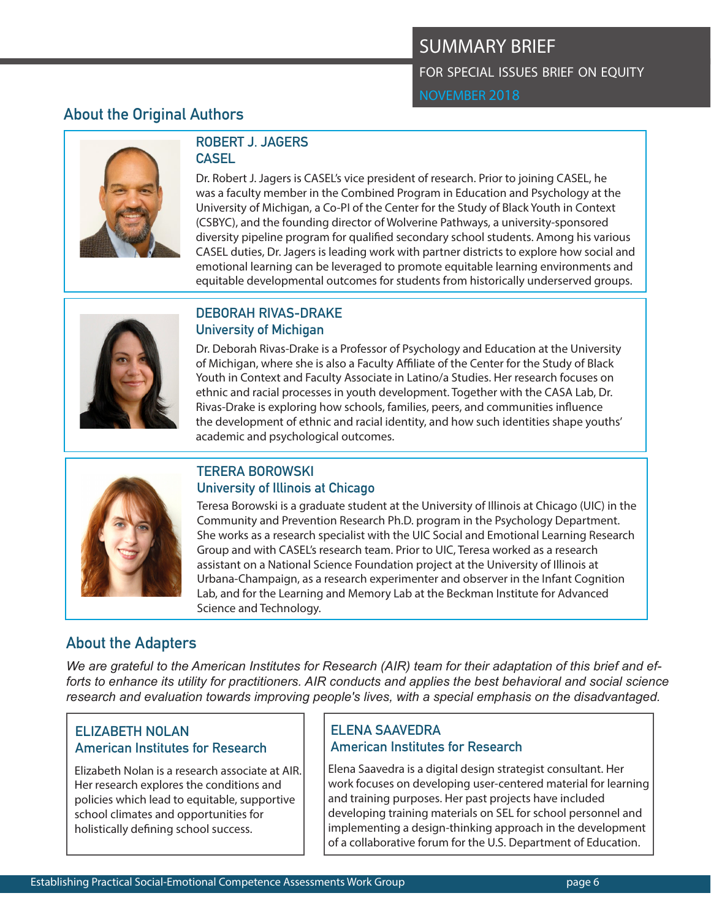# SUMMARY BRIEF

FOR SPECIAL ISSUES BRIEF ON EQUITY

NOVEMBER 2018

## About the Original Authors

### ROBERT J. JAGERS
### CASEL

Dr. Robert J. Jagers is CASEL's vice president of research. Prior to joining CASEL, he was a faculty member in the Combined Program in Education and Psychology at the University of Michigan, a Co-PI of the Center for the Study of Black Youth in Context (CSBYC), and the founding director of Wolverine Pathways, a university-sponsored diversity pipeline program for qualified secondary school students. Among his various CASEL duties, Dr. Jagers is leading work with partner districts to explore how social and emotional learning can be leveraged to promote equitable learning environments and equitable developmental outcomes for students from historically underserved groups.

### DEBORAH RIVAS-DRAKE
### University of Michigan

Dr. Deborah Rivas-Drake is a Professor of Psychology and Education at the University of Michigan, where she is also a Faculty Affiliate of the Center for the Study of Black Youth in Context and Faculty Associate in Latino/a Studies. Her research focuses on ethnic and racial processes in youth development. Together with the CASA Lab, Dr. Rivas-Drake is exploring how schools, families, peers, and communities influence the development of ethnic and racial identity, and how such identities shape youths' academic and psychological outcomes.

### TERERA BOROWSKI
### University of Illinois at Chicago

Teresa Borowski is a graduate student at the University of Illinois at Chicago (UIC) in the Community and Prevention Research Ph.D. program in the Psychology Department. She works as a research specialist with the UIC Social and Emotional Learning Research Group and with CASEL's research team. Prior to UIC, Teresa worked as a research assistant on a National Science Foundation project at the University of Illinois at Urbana-Champaign, as a research experimenter and observer in the Infant Cognition Lab, and for the Learning and Memory Lab at the Beckman Institute for Advanced Science and Technology.

## About the Adapters

*We are grateful to the American Institutes for Research (AIR) team for their adaptation of this brief and efforts to enhance its utility for practitioners. AIR conducts and applies the best behavioral and social science research and evaluation towards improving people's lives, with a special emphasis on the disadvantaged.*

### ELIZABETH NOLAN
### American Institutes for Research

Elizabeth Nolan is a research associate at AIR. Her research explores the conditions and policies which lead to equitable, supportive school climates and opportunities for holistically defining school success.

### ELENA SAAVEDRA
### American Institutes for Research

Elena Saavedra is a digital design strategist consultant. Her work focuses on developing user-centered material for learning and training purposes. Her past projects have included developing training materials on SEL for school personnel and implementing a design-thinking approach in the development of a collaborative forum for the U.S. Department of Education.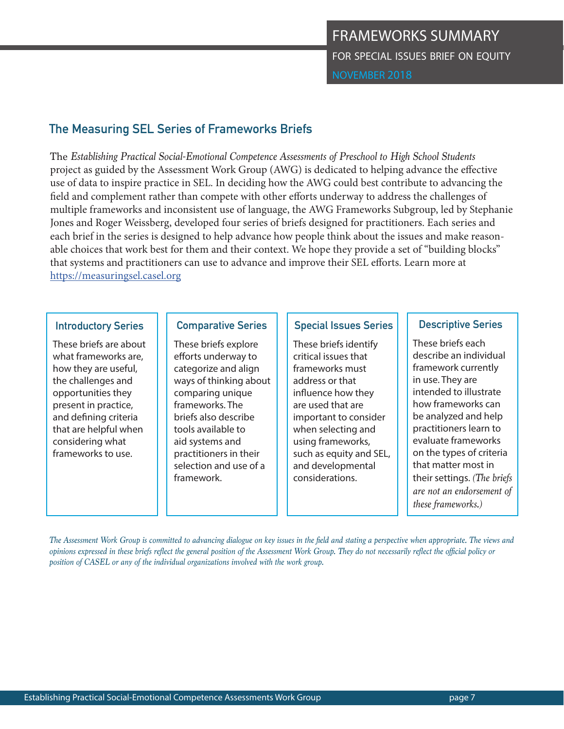## The Measuring SEL Series of Frameworks Briefs

The *Establishing Practical Social-Emotional Competence Assessments of Preschool to High School Students* project as guided by the Assessment Work Group (AWG) is dedicated to helping advance the effective use of data to inspire practice in SEL. In deciding how the AWG could best contribute to advancing the field and complement rather than compete with other efforts underway to address the challenges of multiple frameworks and inconsistent use of language, the AWG Frameworks Subgroup, led by Stephanie Jones and Roger Weissberg, developed four series of briefs designed for practitioners. Each series and each brief in the series is designed to help advance how people think about the issues and make reasonable choices that work best for them and their context. We hope they provide a set of "building blocks" that systems and practitioners can use to advance and improve their SEL efforts. Learn more at https://measuringsel.casel.org

### Introductory Series

These briefs are about what frameworks are, how they are useful, the challenges and opportunities they present in practice, and defining criteria that are helpful when considering what frameworks to use.

### Comparative Series

These briefs explore efforts underway to categorize and align ways of thinking about comparing unique frameworks. The briefs also describe tools available to aid systems and practitioners in their selection and use of a framework.

### Special Issues Series

These briefs identify critical issues that frameworks must address or that influence how they are used that are important to consider when selecting and using frameworks, such as equity and SEL, and developmental considerations.

### Descriptive Series

These briefs each describe an individual framework currently in use. They are intended to illustrate how frameworks can be analyzed and help practitioners learn to evaluate frameworks on the types of criteria that matter most in their settings. *(The briefs are not an endorsement of these frameworks.)*

*The Assessment Work Group is committed to advancing dialogue on key issues in the field and stating a perspective when appropriate. The views and opinions expressed in these briefs reflect the general position of the Assessment Work Group. They do not necessarily reflect the official policy or position of CASEL or any of the individual organizations involved with the work group.*